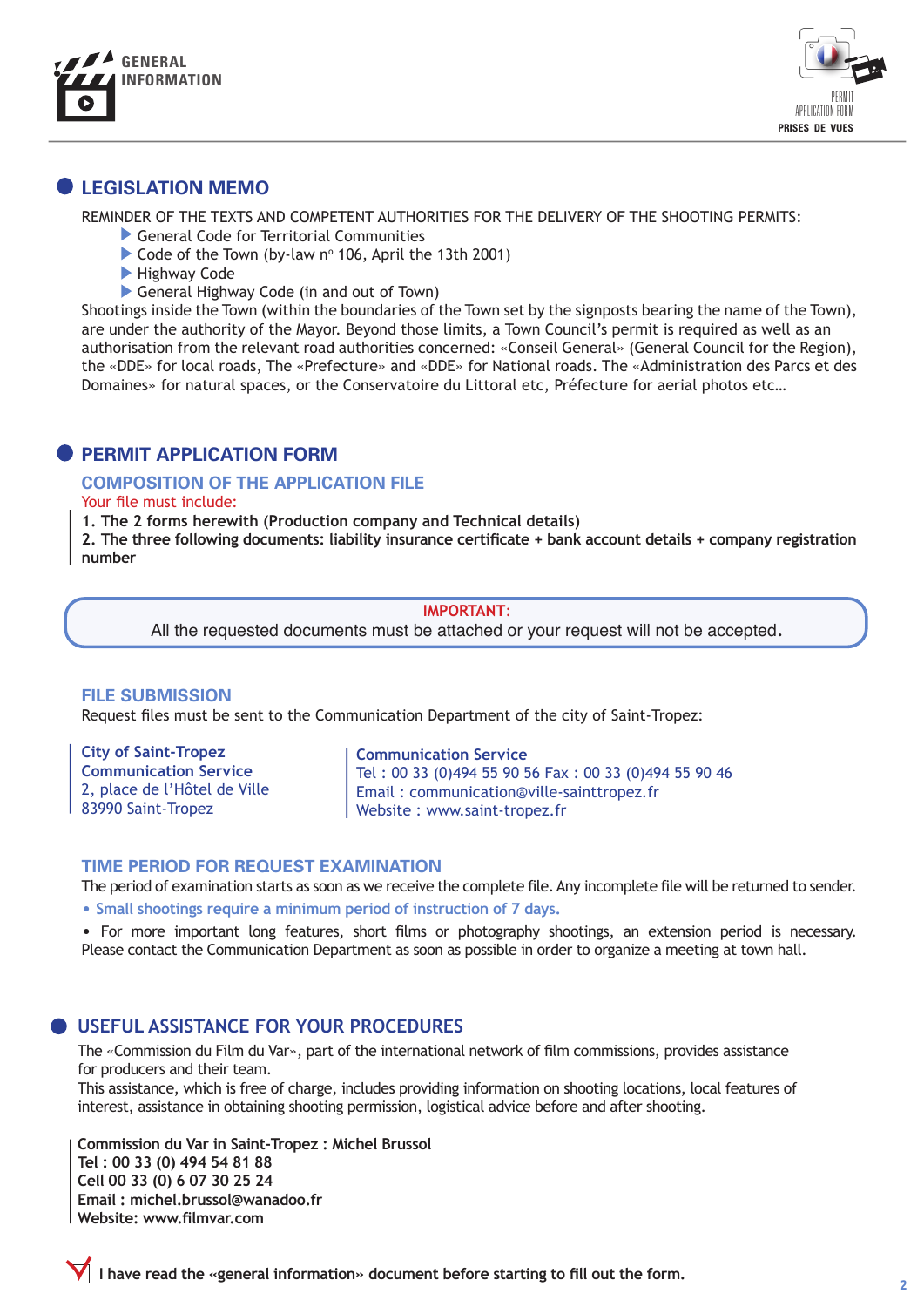GENERAL INFORMATION

PERMIT APPLICATION FORM
PRISES DE VUES

# LEGISLATION MEMO

REMINDER OF THE TEXTS AND COMPETENT AUTHORITIES FOR THE DELIVERY OF THE SHOOTING PERMITS:

- General Code for Territorial Communities
- Code of the Town (by-law n° 106, April the 13th 2001)
- Highway Code
- General Highway Code (in and out of Town)

Shootings inside the Town (within the boundaries of the Town set by the signposts bearing the name of the Town), are under the authority of the Mayor. Beyond those limits, a Town Council's permit is required as well as an authorisation from the relevant road authorities concerned: «Conseil General» (General Council for the Region), the «DDE» for local roads, The «Prefecture» and «DDE» for National roads. The «Administration des Parcs et des Domaines» for natural spaces, or the Conservatoire du Littoral etc, Préfecture for aerial photos etc…

# PERMIT APPLICATION FORM

## COMPOSITION OF THE APPLICATION FILE

Your file must include:

**1. The 2 forms herewith (Production company and Technical details)**
**2. The three following documents: liability insurance certificate + bank account details + company registration number**

**IMPORTANT:**
All the requested documents must be attached or your request will not be accepted.

## FILE SUBMISSION

Request files must be sent to the Communication Department of the city of Saint-Tropez:

**City of Saint-Tropez**
**Communication Service**
2, place de l'Hôtel de Ville
83990 Saint-Tropez

**Communication Service**
Tel : 00 33 (0)494 55 90 56 Fax : 00 33 (0)494 55 90 46
Email : communication@ville-sainttropez.fr
Website : www.saint-tropez.fr

## TIME PERIOD FOR REQUEST EXAMINATION

The period of examination starts as soon as we receive the complete file. Any incomplete file will be returned to sender.

- Small shootings require a minimum period of instruction of 7 days.
- For more important long features, short films or photography shootings, an extension period is necessary. Please contact the Communication Department as soon as possible in order to organize a meeting at town hall.

# USEFUL ASSISTANCE FOR YOUR PROCEDURES

The «Commission du Film du Var», part of the international network of film commissions, provides assistance for producers and their team.
This assistance, which is free of charge, includes providing information on shooting locations, local features of interest, assistance in obtaining shooting permission, logistical advice before and after shooting.

**Commission du Var in Saint-Tropez : Michel Brussol**
**Tel : 00 33 (0) 494 54 81 88**
**Cell 00 33 (0) 6 07 30 25 24**
**Email : michel.brussol@wanadoo.fr**
**Website: www.filmvar.com**

☑ **I have read the «general information» document before starting to fill out the form.**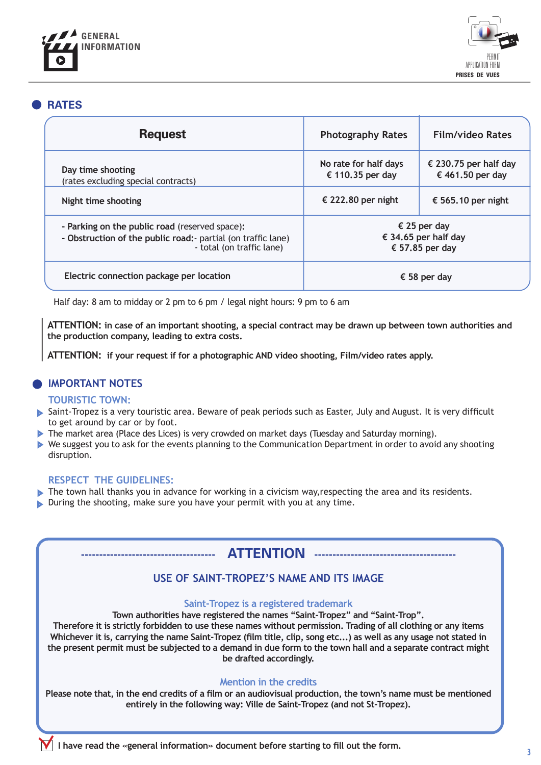GENERAL INFORMATION

PERMIT APPLICATION FORM
PRISES DE VUES

## RATES

| Request | Photography Rates | Film/video Rates |
| --- | --- | --- |
| Day time shooting (rates excluding special contracts) | No rate for half days<br>€ 110.35 per day | € 230.75 per half day<br>€ 461.50 per day |
| Night time shooting | € 222.80 per night | € 565.10 per night |
| - Parking on the public road (reserved space):<br>- Obstruction of the public road:- partial (on traffic lane)<br>- total (on traffic lane) | € 25 per day<br>€ 34.65 per half day<br>€ 57.85 per day | |
| Electric connection package per location | € 58 per day | |

Half day: 8 am to midday or 2 pm to 6 pm / legal night hours: 9 pm to 6 am

**ATTENTION: in case of an important shooting, a special contract may be drawn up between town authorities and the production company, leading to extra costs.**

**ATTENTION: if your request if for a photographic AND video shooting, Film/video rates apply.**

## IMPORTANT NOTES

### TOURISTIC TOWN:

- Saint-Tropez is a very touristic area. Beware of peak periods such as Easter, July and August. It is very difficult to get around by car or by foot.
- The market area (Place des Lices) is very crowded on market days (Tuesday and Saturday morning).
- We suggest you to ask for the events planning to the Communication Department in order to avoid any shooting disruption.

### RESPECT THE GUIDELINES:

- The town hall thanks you in advance for working in a civicism way,respecting the area and its residents.
- During the shooting, make sure you have your permit with you at any time.

## ATTENTION

### USE OF SAINT-TROPEZ'S NAME AND ITS IMAGE

**Saint-Tropez is a registered trademark**

**Town authorities have registered the names "Saint-Tropez" and "Saint-Trop". Therefore it is strictly forbidden to use these names without permission. Trading of all clothing or any items Whichever it is, carrying the name Saint-Tropez (film title, clip, song etc...) as well as any usage not stated in the present permit must be subjected to a demand in due form to the town hall and a separate contract might be drafted accordingly.**

**Mention in the credits**

**Please note that, in the end credits of a film or an audiovisual production, the town's name must be mentioned entirely in the following way: Ville de Saint-Tropez (and not St-Tropez).**

☑ **I have read the «general information» document before starting to fill out the form.**